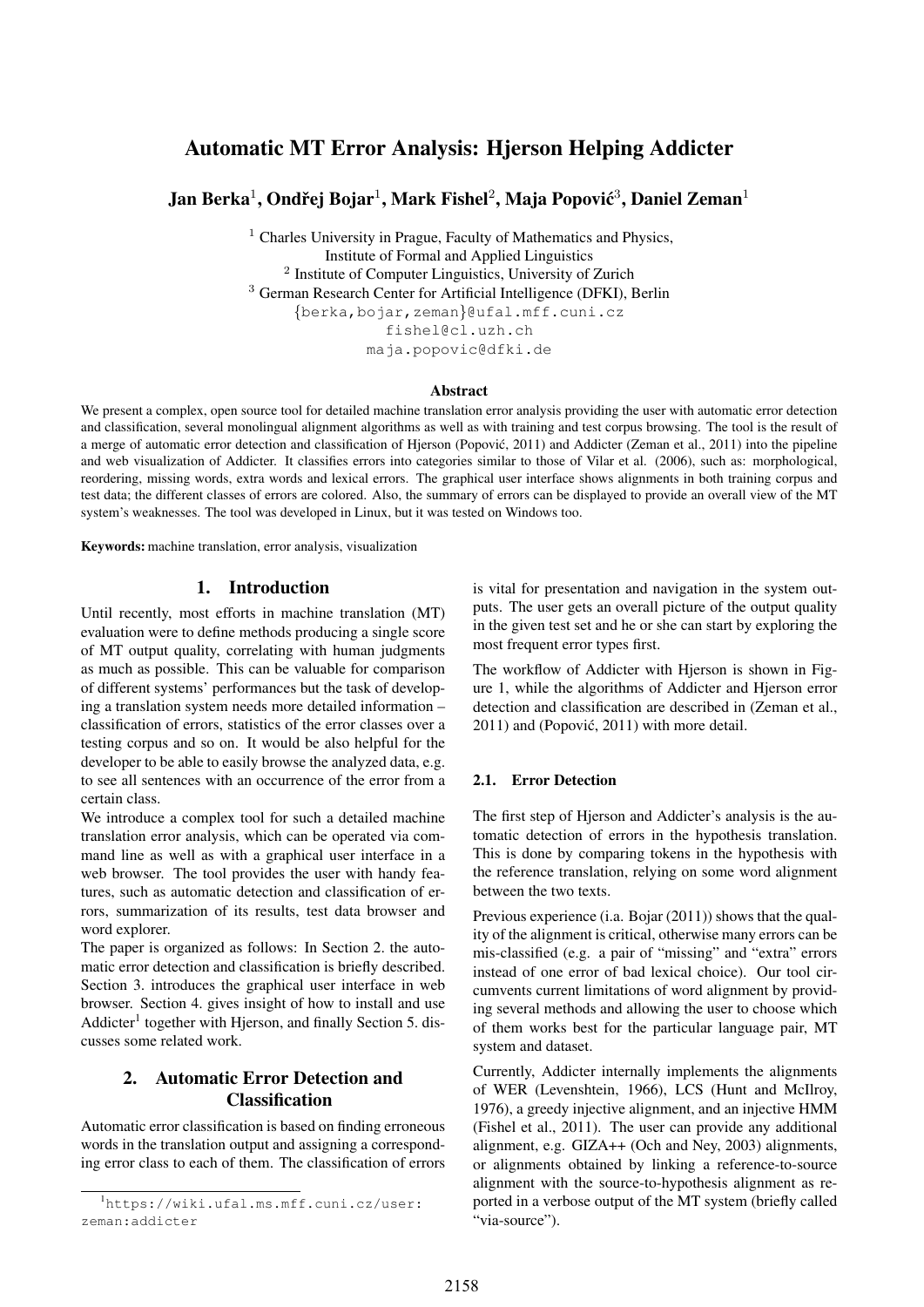# Automatic MT Error Analysis: Hjerson Helping Addicter

**Jan Berka[1], Ondřej Bojar[1], Mark Fishel[2], Maja Popović[3], Daniel Zeman[1]**

[1] Charles University in Prague, Faculty of Mathematics and Physics, Institute of Formal and Applied Linguistics
[2] Institute of Computer Linguistics, University of Zurich
[3] German Research Center for Artificial Intelligence (DFKI), Berlin
{berka,bojar,zeman}@ufal.mff.cuni.cz
fishel@cl.uzh.ch
maja.popovic@dfki.de

## Abstract

We present a complex, open source tool for detailed machine translation error analysis providing the user with automatic error detection and classification, several monolingual alignment algorithms as well as with training and test corpus browsing. The tool is the result of a merge of automatic error detection and classification of Hjerson (Popović, 2011) and Addicter (Zeman et al., 2011) into the pipeline and web visualization of Addicter. It classifies errors into categories similar to those of Vilar et al. (2006), such as: morphological, reordering, missing words, extra words and lexical errors. The graphical user interface shows alignments in both training corpus and test data; the different classes of errors are colored. Also, the summary of errors can be displayed to provide an overall view of the MT system's weaknesses. The tool was developed in Linux, but it was tested on Windows too.

**Keywords:** machine translation, error analysis, visualization

## 1. Introduction

Until recently, most efforts in machine translation (MT) evaluation were to define methods producing a single score of MT output quality, correlating with human judgments as much as possible. This can be valuable for comparison of different systems' performances but the task of developing a translation system needs more detailed information – classification of errors, statistics of the error classes over a testing corpus and so on. It would be also helpful for the developer to be able to easily browse the analyzed data, e.g. to see all sentences with an occurrence of the error from a certain class.

We introduce a complex tool for such a detailed machine translation error analysis, which can be operated via command line as well as with a graphical user interface in a web browser. The tool provides the user with handy features, such as automatic detection and classification of errors, summarization of its results, test data browser and word explorer.

The paper is organized as follows: In Section 2. the automatic error detection and classification is briefly described. Section 3. introduces the graphical user interface in web browser. Section 4. gives insight of how to install and use Addicter[1] together with Hjerson, and finally Section 5. discusses some related work.

## 2. Automatic Error Detection and Classification

Automatic error classification is based on finding erroneous words in the translation output and assigning a corresponding error class to each of them. The classification of errors is vital for presentation and navigation in the system outputs. The user gets an overall picture of the output quality in the given test set and he or she can start by exploring the most frequent error types first.

The workflow of Addicter with Hjerson is shown in Figure 1, while the algorithms of Addicter and Hjerson error detection and classification are described in (Zeman et al., 2011) and (Popović, 2011) with more detail.

### 2.1. Error Detection

The first step of Hjerson and Addicter's analysis is the automatic detection of errors in the hypothesis translation. This is done by comparing tokens in the hypothesis with the reference translation, relying on some word alignment between the two texts.

Previous experience (i.a. Bojar (2011)) shows that the quality of the alignment is critical, otherwise many errors can be mis-classified (e.g. a pair of "missing" and "extra" errors instead of one error of bad lexical choice). Our tool circumvents current limitations of word alignment by providing several methods and allowing the user to choose which of them works best for the particular language pair, MT system and dataset.

Currently, Addicter internally implements the alignments of WER (Levenshtein, 1966), LCS (Hunt and McIlroy, 1976), a greedy injective alignment, and an injective HMM (Fishel et al., 2011). The user can provide any additional alignment, e.g. GIZA++ (Och and Ney, 2003) alignments, or alignments obtained by linking a reference-to-source alignment with the source-to-hypothesis alignment as reported in a verbose output of the MT system (briefly called "via-source").

[1] https://wiki.ufal.ms.mff.cuni.cz/user:zeman:addicter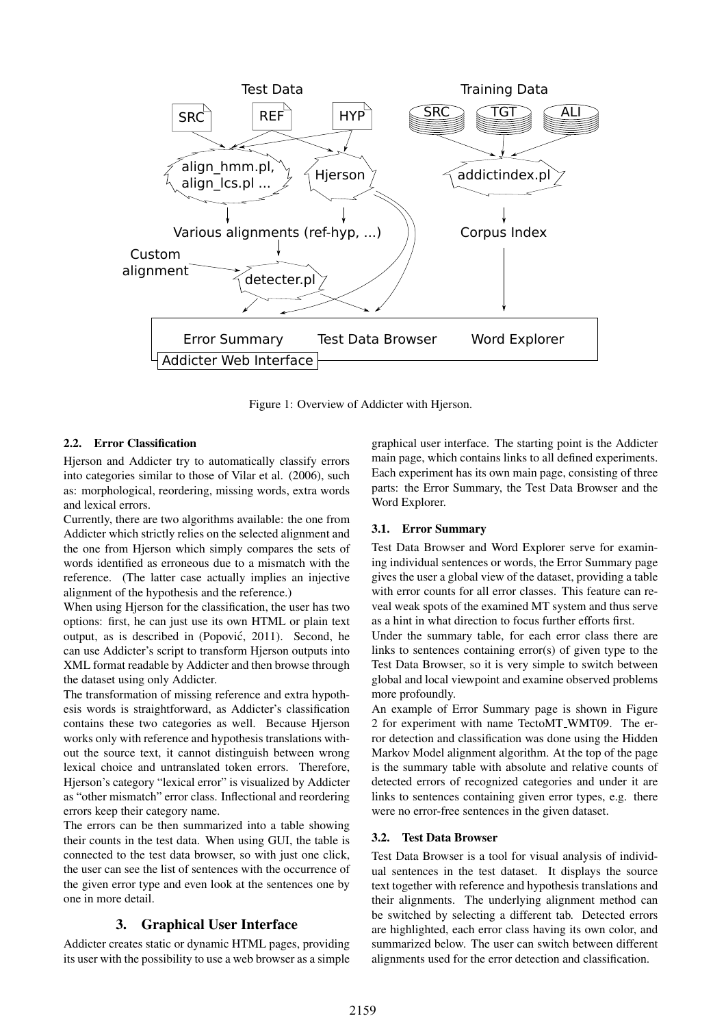Figure 1: Overview of Addicter with Hjerson.

### 2.2. Error Classification

Hjerson and Addicter try to automatically classify errors into categories similar to those of Vilar et al. (2006), such as: morphological, reordering, missing words, extra words and lexical errors.

Currently, there are two algorithms available: the one from Addicter which strictly relies on the selected alignment and the one from Hjerson which simply compares the sets of words identified as erroneous due to a mismatch with the reference. (The latter case actually implies an injective alignment of the hypothesis and the reference.)

When using Hjerson for the classification, the user has two options: first, he can just use its own HTML or plain text output, as is described in (Popović, 2011). Second, he can use Addicter's script to transform Hjerson outputs into XML format readable by Addicter and then browse through the dataset using only Addicter.

The transformation of missing reference and extra hypothesis words is straightforward, as Addicter's classification contains these two categories as well. Because Hjerson works only with reference and hypothesis translations without the source text, it cannot distinguish between wrong lexical choice and untranslated token errors. Therefore, Hjerson's category "lexical error" is visualized by Addicter as "other mismatch" error class. Inflectional and reordering errors keep their category name.

The errors can be then summarized into a table showing their counts in the test data. When using GUI, the table is connected to the test data browser, so with just one click, the user can see the list of sentences with the occurrence of the given error type and even look at the sentences one by one in more detail.

## 3. Graphical User Interface

Addicter creates static or dynamic HTML pages, providing its user with the possibility to use a web browser as a simple graphical user interface. The starting point is the Addicter main page, which contains links to all defined experiments. Each experiment has its own main page, consisting of three parts: the Error Summary, the Test Data Browser and the Word Explorer.

### 3.1. Error Summary

Test Data Browser and Word Explorer serve for examining individual sentences or words, the Error Summary page gives the user a global view of the dataset, providing a table with error counts for all error classes. This feature can reveal weak spots of the examined MT system and thus serve as a hint in what direction to focus further efforts first.

Under the summary table, for each error class there are links to sentences containing error(s) of given type to the Test Data Browser, so it is very simple to switch between global and local viewpoint and examine observed problems more profoundly.

An example of Error Summary page is shown in Figure 2 for experiment with name TectoMT_WMT09. The error detection and classification was done using the Hidden Markov Model alignment algorithm. At the top of the page is the summary table with absolute and relative counts of detected errors of recognized categories and under it are links to sentences containing given error types, e.g. there were no error-free sentences in the given dataset.

### 3.2. Test Data Browser

Test Data Browser is a tool for visual analysis of individual sentences in the test dataset. It displays the source text together with reference and hypothesis translations and their alignments. The underlying alignment method can be switched by selecting a different tab. Detected errors are highlighted, each error class having its own color, and summarized below. The user can switch between different alignments used for the error detection and classification.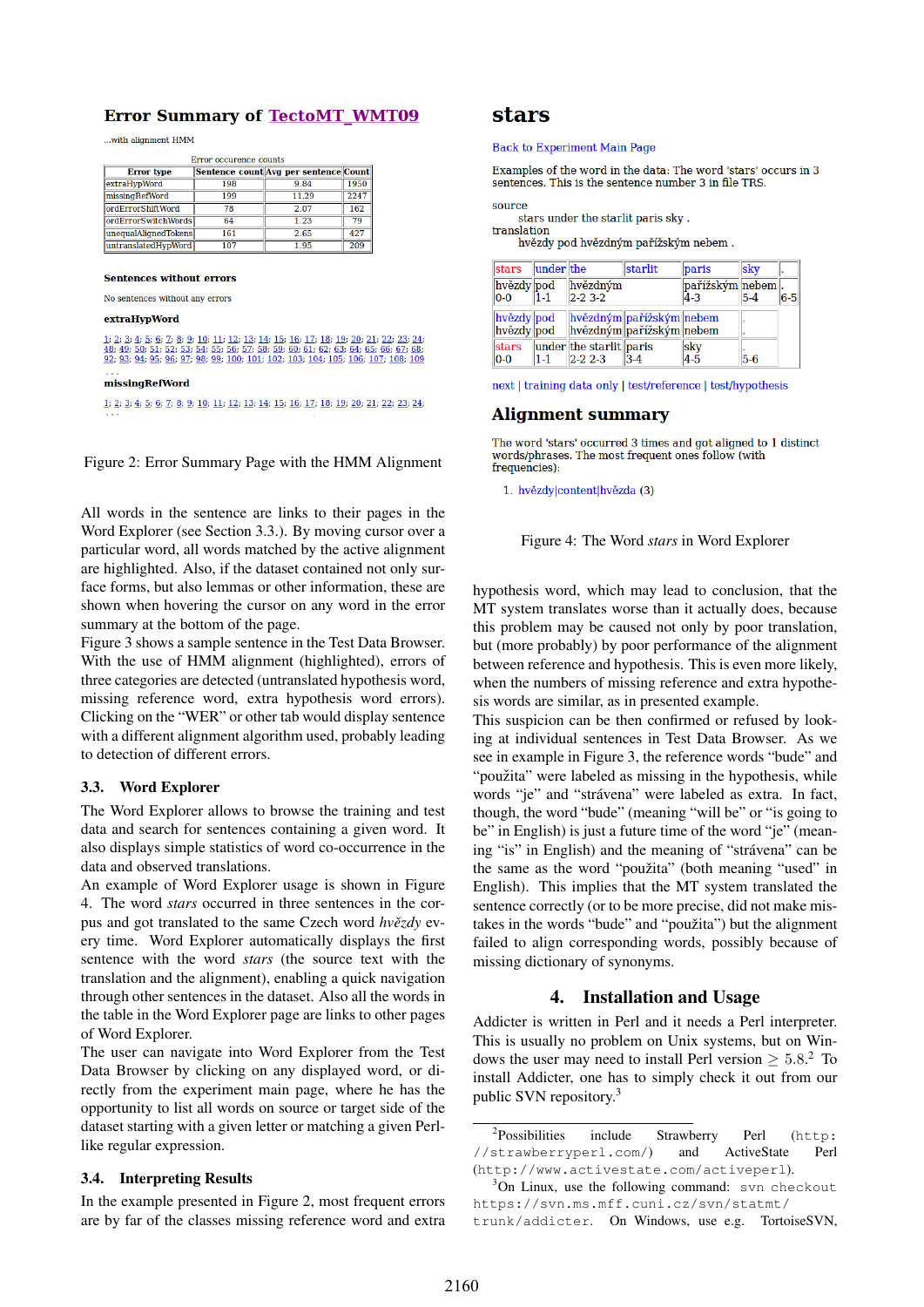## Error Summary of TectoMT_WMT09

...with alignment HMM

Error occurence counts

| Error type | Sentence count | Avg per sentence | Count |
|---|---|---|---|
| extraHypWord | 198 | 9.84 | 1950 |
| missingRefWord | 199 | 11.29 | 2247 |
| ordErrorShiftWord | 78 | 2.07 | 162 |
| ordErrorSwitchWords | 64 | 1.23 | 79 |
| unequalAlignedTokens | 161 | 2.65 | 427 |
| untranslatedHypWord | 107 | 1.95 | 209 |

**Sentences without errors**

No sentences without any errors

**extraHypWord**

1; 2; 3; 4; 5; 6; 7; 8; 9; 10; 11; 12; 13; 14; 15; 16; 17; 18; 19; 20; 21; 22; 23; 24; 48; 49; 50; 51; 52; 53; 54; 55; 56; 57; 58; 59; 60; 61; 62; 63; 64; 65; 66; 67; 68; 92; 93; 94; 95; 96; 97; 98; 99; 100; 101; 102; 103; 104; 105; 106; 107; 108; 109

...

**missingRefWord**

1; 2; 3; 4; 5; 6; 7; 8; 9; 10; 11; 12; 13; 14; 15; 16; 17; 18; 19; 20; 21; 22; 23; 24;

...

Figure 2: Error Summary Page with the HMM Alignment

All words in the sentence are links to their pages in the Word Explorer (see Section 3.3.). By moving cursor over a particular word, all words matched by the active alignment are highlighted. Also, if the dataset contained not only surface forms, but also lemmas or other information, these are shown when hovering the cursor on any word in the error summary at the bottom of the page.

Figure 3 shows a sample sentence in the Test Data Browser. With the use of HMM alignment (highlighted), errors of three categories are detected (untranslated hypothesis word, missing reference word, extra hypothesis word errors). Clicking on the "WER" or other tab would display sentence with a different alignment algorithm used, probably leading to detection of different errors.

### 3.3. Word Explorer

The Word Explorer allows to browse the training and test data and search for sentences containing a given word. It also displays simple statistics of word co-occurrence in the data and observed translations.

An example of Word Explorer usage is shown in Figure 4. The word *stars* occurred in three sentences in the corpus and got translated to the same Czech word *hvězdy* every time. Word Explorer automatically displays the first sentence with the word *stars* (the source text with the translation and the alignment), enabling a quick navigation through other sentences in the dataset. Also all the words in the table in the Word Explorer page are links to other pages of Word Explorer.

The user can navigate into Word Explorer from the Test Data Browser by clicking on any displayed word, or directly from the experiment main page, where he has the opportunity to list all words on source or target side of the dataset starting with a given letter or matching a given Perl-like regular expression.

### 3.4. Interpreting Results

In the example presented in Figure 2, most frequent errors are by far of the classes missing reference word and extra hypothesis word, which may lead to conclusion, that the MT system translates worse than it actually does, because this problem may be caused not only by poor translation, but (more probably) by poor performance of the alignment between reference and hypothesis. This is even more likely, when the numbers of missing reference and extra hypothesis words are similar, as in presented example.

This suspicion can be then confirmed or refused by looking at individual sentences in Test Data Browser. As we see in example in Figure 3, the reference words "bude" and "použita" were labeled as missing in the hypothesis, while words "je" and "strávena" were labeled as extra. In fact, though, the word "bude" (meaning "will be" or "is going to be" in English) is just a future time of the word "je" (meaning "is" in English) and the meaning of "strávena" can be the same as the word "použita" (both meaning "used" in English). This implies that the MT system translated the sentence correctly (or to be more precise, did not make mistakes in the words "bude" and "použita") but the alignment failed to align corresponding words, possibly because of missing dictionary of synonyms.

## stars

Back to Experiment Main Page

Examples of the word in the data: The word 'stars' occurs in 3 sentences. This is the sentence number 3 in file TRS.

source
stars under the starlit paris sky .
translation
hvězdy pod hvězdným pařížským nebem .

| stars | under | the | starlit | paris | sky | . |
|---|---|---|---|---|---|---|
| hvězdy 0-0 | pod 1-1 | hvězdným 2-2 3-2 | | pařížským 4-3 | nebem 5-4 | . 6-5 |
| hvězdy hvězdy | pod pod | hvězdným hvězdným | pařížským pařížským | nebem nebem | . | |
| stars 0-0 | under 1-1 | the starlit 2-2 2-3 | paris 3-4 | sky 4-5 | . 5-6 | |

next | training data only | test/reference | test/hypothesis

## Alignment summary

The word 'stars' occurred 3 times and got aligned to 1 distinct words/phrases. The most frequent ones follow (with frequencies):

1. hvězdy|content|hvězda (3)

Figure 4: The Word *stars* in Word Explorer

## 4. Installation and Usage

Addicter is written in Perl and it needs a Perl interpreter. This is usually no problem on Unix systems, but on Windows the user may need to install Perl version $\geq 5.8$.[2] To install Addicter, one has to simply check it out from our public SVN repository.[3]

---

[2]Possibilities include Strawberry Perl (http://strawberryperl.com/) and ActiveState Perl (http://www.activestate.com/activeperl).

[3]On Linux, use the following command: `svn checkout https://svn.ms.mff.cuni.cz/svn/statmt/trunk/addicter`. On Windows, use e.g. TortoiseSVN,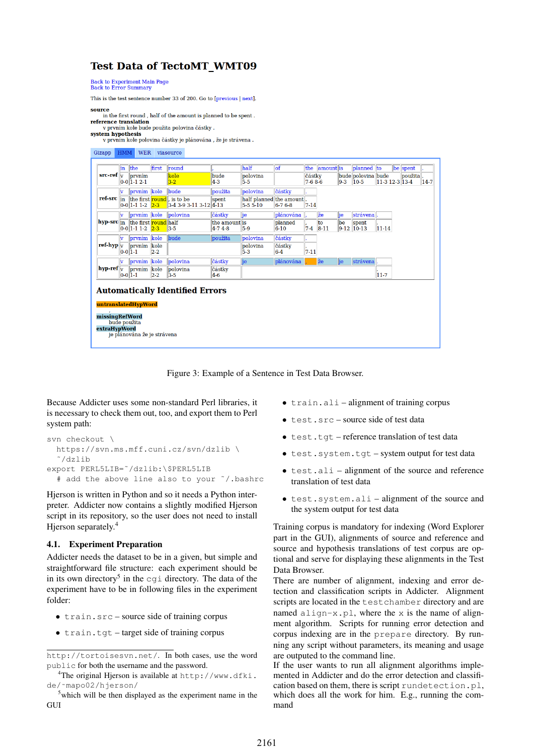# Test Data of TectoMT_WMT09

Back to Experiment Main Page
Back to Error Summary

This is the test sentence number 33 of 200. Go to [previous | next].

**source**
in the first round , half of the amount is planned to be spent .
**reference translation**
v prvním kole bude použita polovina částky .
**system hypothesis**
v prvním kole polovina částky je plánována , že je strávena .

Gizapp | HMM | WER | viasource

**src-ref**: in the first round , half of the amount is planned to be spent .
v prvním kole bude polovina částky bude polovina bude použita
0-0 1-1 2-1 3-2 4-3 5-5 7-6 8-6 9-3 10-5 11-3 12-3 13-4 14-7

**ref-src**: v prvním kole bude použita polovina částky .
in the first round , is to be spent half planned the amount .
0-0 1-1 1-2 2-3 3-4 3-9 3-11 3-12 4-13 5-5 5-10 6-7 6-8 7-14

**hyp-src**: v prvním kole polovina částky je plánována , že je strávena .
in the first round half the amount is planned to be spent .
0-0 1-1 1-2 2-3 3-5 4-7 4-8 5-9 6-10 7-4 8-11 9-12 10-13 11-14

**ref-hyp**: v prvním kole bude použita polovina částky .
v prvním kole polovina částky
0-0 1-1 2-2 5-3 6-4 7-11

**hyp-ref**: v prvním kole polovina částky je plánována , že je strávena .
v prvním kole polovina částky .
0-0 1-1 2-2 3-5 4-6 11-7

## Automatically Identified Errors

**untranslatedHypWord**
,
**missingRefWord**
bude použita
**extraHypWord**
je plánována že je strávena

Figure 3: Example of a Sentence in Test Data Browser.

Because Addicter uses some non-standard Perl libraries, it is necessary to check them out, too, and export them to Perl system path:

```
svn checkout \
  https://svn.ms.mff.cuni.cz/svn/dzlib \
  ~/dzlib
export PERL5LIB=~/dzlib:\$PERL5LIB
  # add the above line also to your ~/.bashrc
```

Hjerson is written in Python and so it needs a Python interpreter. Addicter now contains a slightly modified Hjerson script in its repository, so the user does not need to install Hjerson separately.[4]

### 4.1. Experiment Preparation

Addicter needs the dataset to be in a given, but simple and straightforward file structure: each experiment should be in its own directory[5] in the `cgi` directory. The data of the experiment have to be in following files in the experiment folder:

- `train.src` – source side of training corpus
- `train.tgt` – target side of training corpus
- `train.ali` – alignment of training corpus
- `test.src` – source side of test data
- `test.tgt` – reference translation of test data
- `test.system.tgt` – system output for test data
- `test.ali` – alignment of the source and reference translation of test data
- `test.system.ali` – alignment of the source and the system output for test data

Training corpus is mandatory for indexing (Word Explorer part in the GUI), alignments of source and reference and source and hypothesis translations of test corpus are optional and serve for displaying these alignments in the Test Data Browser.

There are number of alignment, indexing and error detection and classification scripts in Addicter. Alignment scripts are located in the `testchamber` directory and are named `align-x.pl`, where the `x` is the name of alignment algorithm. Scripts for running error detection and corpus indexing are in the `prepare` directory. By running any script without parameters, its meaning and usage are outputed to the command line.

If the user wants to run all alignment algorithms implemented in Addicter and do the error detection and classification based on them, there is script `rundetection.pl`, which does all the work for him. E.g., running the command

`http://tortoisesvn.net/`. In both cases, use the word `public` for both the username and the password.

[4] The original Hjerson is available at `http://www.dfki.de/~mapo02/hjerson/`

[5] which will be then displayed as the experiment name in the GUI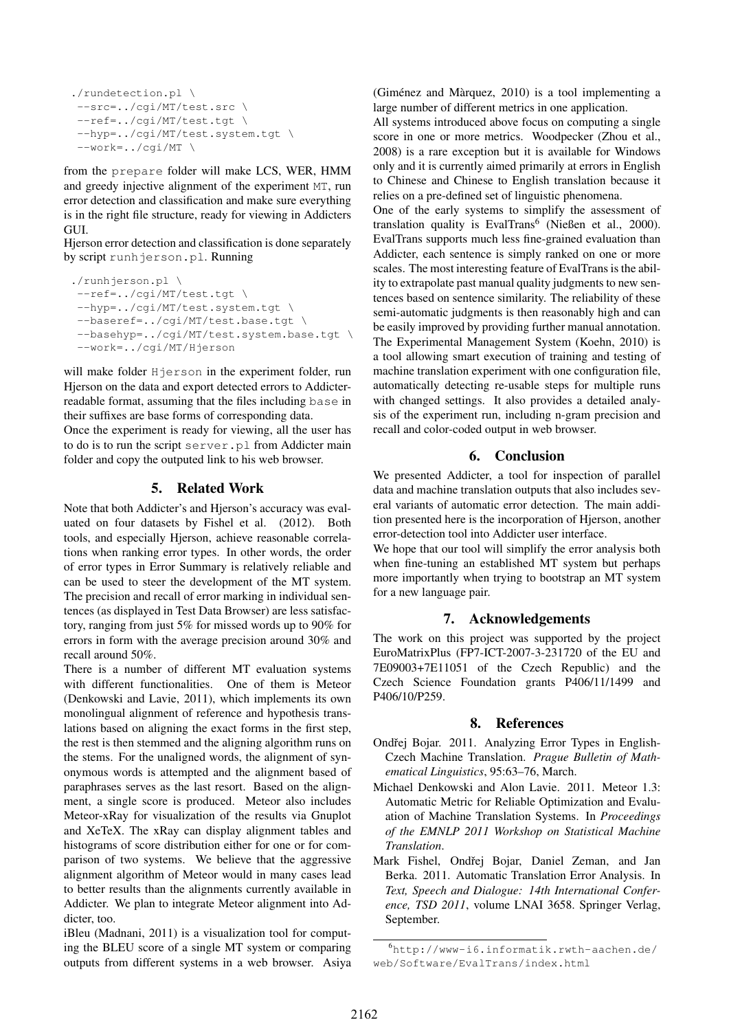```
./rundetection.pl \
 --src=../cgi/MT/test.src \
 --ref=../cgi/MT/test.tgt \
 --hyp=../cgi/MT/test.system.tgt \
 --work=../cgi/MT \
```

from the `prepare` folder will make LCS, WER, HMM and greedy injective alignment of the experiment `MT`, run error detection and classification and make sure everything is in the right file structure, ready for viewing in Addicters GUI.

Hjerson error detection and classification is done separately by script `runhjerson.pl`. Running

```
./runhjerson.pl \
 --ref=../cgi/MT/test.tgt \
 --hyp=../cgi/MT/test.system.tgt \
 --baseref=../cgi/MT/test.base.tgt \
 --basehyp=../cgi/MT/test.system.base.tgt \
 --work=../cgi/MT/Hjerson
```

will make folder `Hjerson` in the experiment folder, run Hjerson on the data and export detected errors to Addicter-readable format, assuming that the files including `base` in their suffixes are base forms of corresponding data.

Once the experiment is ready for viewing, all the user has to do is to run the script `server.pl` from Addicter main folder and copy the outputed link to his web browser.

## 5. Related Work

Note that both Addicter's and Hjerson's accuracy was evaluated on four datasets by Fishel et al. (2012). Both tools, and especially Hjerson, achieve reasonable correlations when ranking error types. In other words, the order of error types in Error Summary is relatively reliable and can be used to steer the development of the MT system. The precision and recall of error marking in individual sentences (as displayed in Test Data Browser) are less satisfactory, ranging from just 5% for missed words up to 90% for errors in form with the average precision around 30% and recall around 50%.

There is a number of different MT evaluation systems with different functionalities. One of them is Meteor (Denkowski and Lavie, 2011), which implements its own monolingual alignment of reference and hypothesis translations based on aligning the exact forms in the first step, the rest is then stemmed and the aligning algorithm runs on the stems. For the unaligned words, the alignment of synonymous words is attempted and the alignment based of paraphrases serves as the last resort. Based on the alignment, a single score is produced. Meteor also includes Meteor-xRay for visualization of the results via Gnuplot and XeTeX. The xRay can display alignment tables and histograms of score distribution either for one or for comparison of two systems. We believe that the aggressive alignment algorithm of Meteor would in many cases lead to better results than the alignments currently available in Addicter. We plan to integrate Meteor alignment into Addicter, too.

iBleu (Madnani, 2011) is a visualization tool for computing the BLEU score of a single MT system or comparing outputs from different systems in a web browser. Asiya (Giménez and Màrquez, 2010) is a tool implementing a large number of different metrics in one application.

All systems introduced above focus on computing a single score in one or more metrics. Woodpecker (Zhou et al., 2008) is a rare exception but it is available for Windows only and it is currently aimed primarily at errors in English to Chinese and Chinese to English translation because it relies on a pre-defined set of linguistic phenomena.

One of the early systems to simplify the assessment of translation quality is EvalTrans[6] (Nießen et al., 2000). EvalTrans supports much less fine-grained evaluation than Addicter, each sentence is simply ranked on one or more scales. The most interesting feature of EvalTrans is the ability to extrapolate past manual quality judgments to new sentences based on sentence similarity. The reliability of these semi-automatic judgments is then reasonably high and can be easily improved by providing further manual annotation. The Experimental Management System (Koehn, 2010) is a tool allowing smart execution of training and testing of machine translation experiment with one configuration file, automatically detecting re-usable steps for multiple runs with changed settings. It also provides a detailed analysis of the experiment run, including n-gram precision and recall and color-coded output in web browser.

## 6. Conclusion

We presented Addicter, a tool for inspection of parallel data and machine translation outputs that also includes several variants of automatic error detection. The main addition presented here is the incorporation of Hjerson, another error-detection tool into Addicter user interface.

We hope that our tool will simplify the error analysis both when fine-tuning an established MT system but perhaps more importantly when trying to bootstrap an MT system for a new language pair.

## 7. Acknowledgements

The work on this project was supported by the project EuroMatrixPlus (FP7-ICT-2007-3-231720 of the EU and 7E09003+7E11051 of the Czech Republic) and the Czech Science Foundation grants P406/11/1499 and P406/10/P259.

## 8. References

Ondřej Bojar. 2011. Analyzing Error Types in English-Czech Machine Translation. *Prague Bulletin of Mathematical Linguistics*, 95:63–76, March.

Michael Denkowski and Alon Lavie. 2011. Meteor 1.3: Automatic Metric for Reliable Optimization and Evaluation of Machine Translation Systems. In *Proceedings of the EMNLP 2011 Workshop on Statistical Machine Translation*.

Mark Fishel, Ondřej Bojar, Daniel Zeman, and Jan Berka. 2011. Automatic Translation Error Analysis. In *Text, Speech and Dialogue: 14th International Conference, TSD 2011*, volume LNAI 3658. Springer Verlag, September.

[6] `http://www-i6.informatik.rwth-aachen.de/web/Software/EvalTrans/index.html`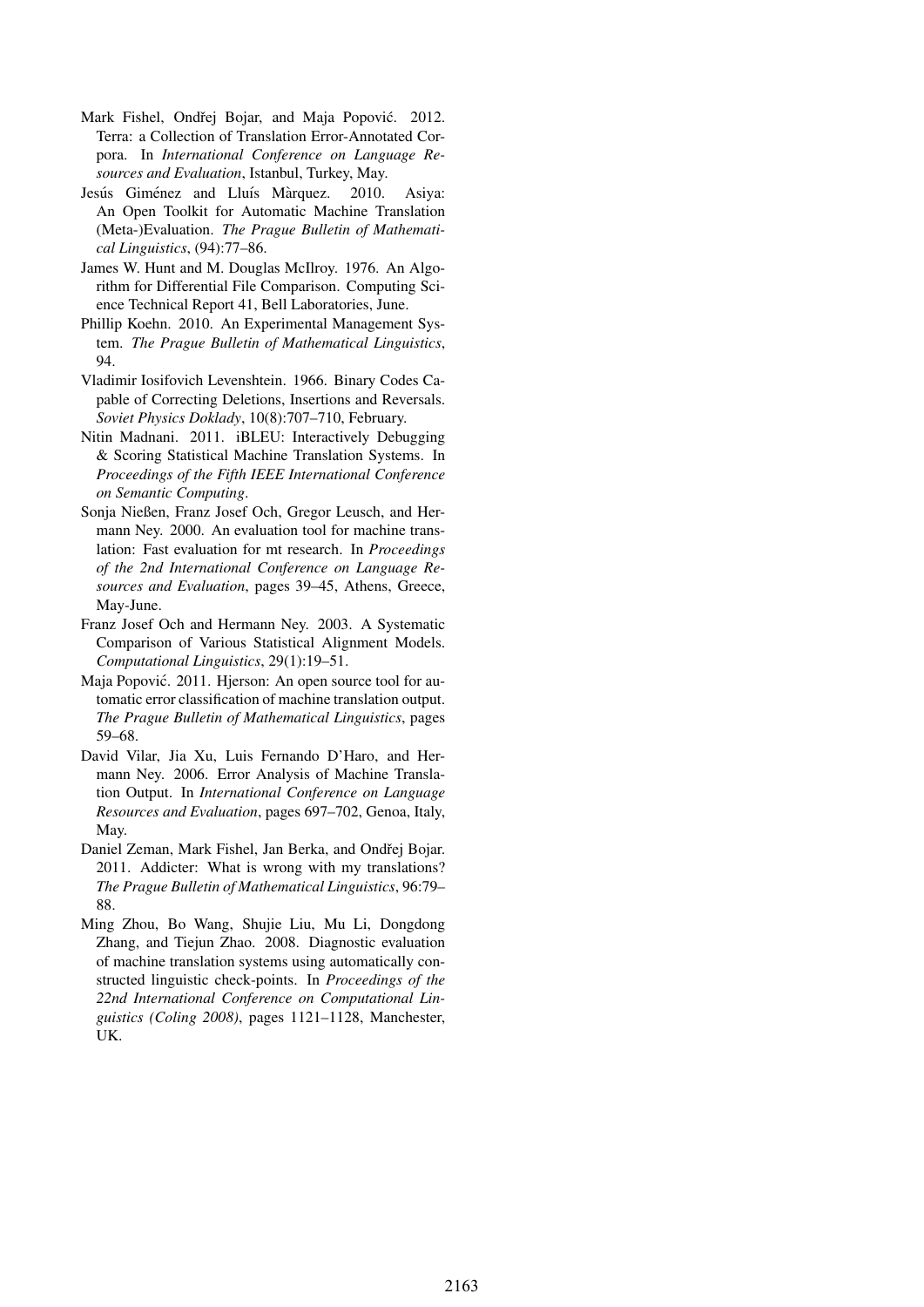Mark Fishel, Ondřej Bojar, and Maja Popović. 2012. Terra: a Collection of Translation Error-Annotated Corpora. In *International Conference on Language Resources and Evaluation*, Istanbul, Turkey, May.

Jesús Giménez and Lluís Màrquez. 2010. Asiya: An Open Toolkit for Automatic Machine Translation (Meta-)Evaluation. *The Prague Bulletin of Mathematical Linguistics*, (94):77–86.

James W. Hunt and M. Douglas McIlroy. 1976. An Algorithm for Differential File Comparison. Computing Science Technical Report 41, Bell Laboratories, June.

Phillip Koehn. 2010. An Experimental Management System. *The Prague Bulletin of Mathematical Linguistics*, 94.

Vladimir Iosifovich Levenshtein. 1966. Binary Codes Capable of Correcting Deletions, Insertions and Reversals. *Soviet Physics Doklady*, 10(8):707–710, February.

Nitin Madnani. 2011. iBLEU: Interactively Debugging & Scoring Statistical Machine Translation Systems. In *Proceedings of the Fifth IEEE International Conference on Semantic Computing*.

Sonja Nießen, Franz Josef Och, Gregor Leusch, and Hermann Ney. 2000. An evaluation tool for machine translation: Fast evaluation for mt research. In *Proceedings of the 2nd International Conference on Language Resources and Evaluation*, pages 39–45, Athens, Greece, May-June.

Franz Josef Och and Hermann Ney. 2003. A Systematic Comparison of Various Statistical Alignment Models. *Computational Linguistics*, 29(1):19–51.

Maja Popović. 2011. Hjerson: An open source tool for automatic error classification of machine translation output. *The Prague Bulletin of Mathematical Linguistics*, pages 59–68.

David Vilar, Jia Xu, Luis Fernando D'Haro, and Hermann Ney. 2006. Error Analysis of Machine Translation Output. In *International Conference on Language Resources and Evaluation*, pages 697–702, Genoa, Italy, May.

Daniel Zeman, Mark Fishel, Jan Berka, and Ondřej Bojar. 2011. Addicter: What is wrong with my translations? *The Prague Bulletin of Mathematical Linguistics*, 96:79–88.

Ming Zhou, Bo Wang, Shujie Liu, Mu Li, Dongdong Zhang, and Tiejun Zhao. 2008. Diagnostic evaluation of machine translation systems using automatically constructed linguistic check-points. In *Proceedings of the 22nd International Conference on Computational Linguistics (Coling 2008)*, pages 1121–1128, Manchester, UK.